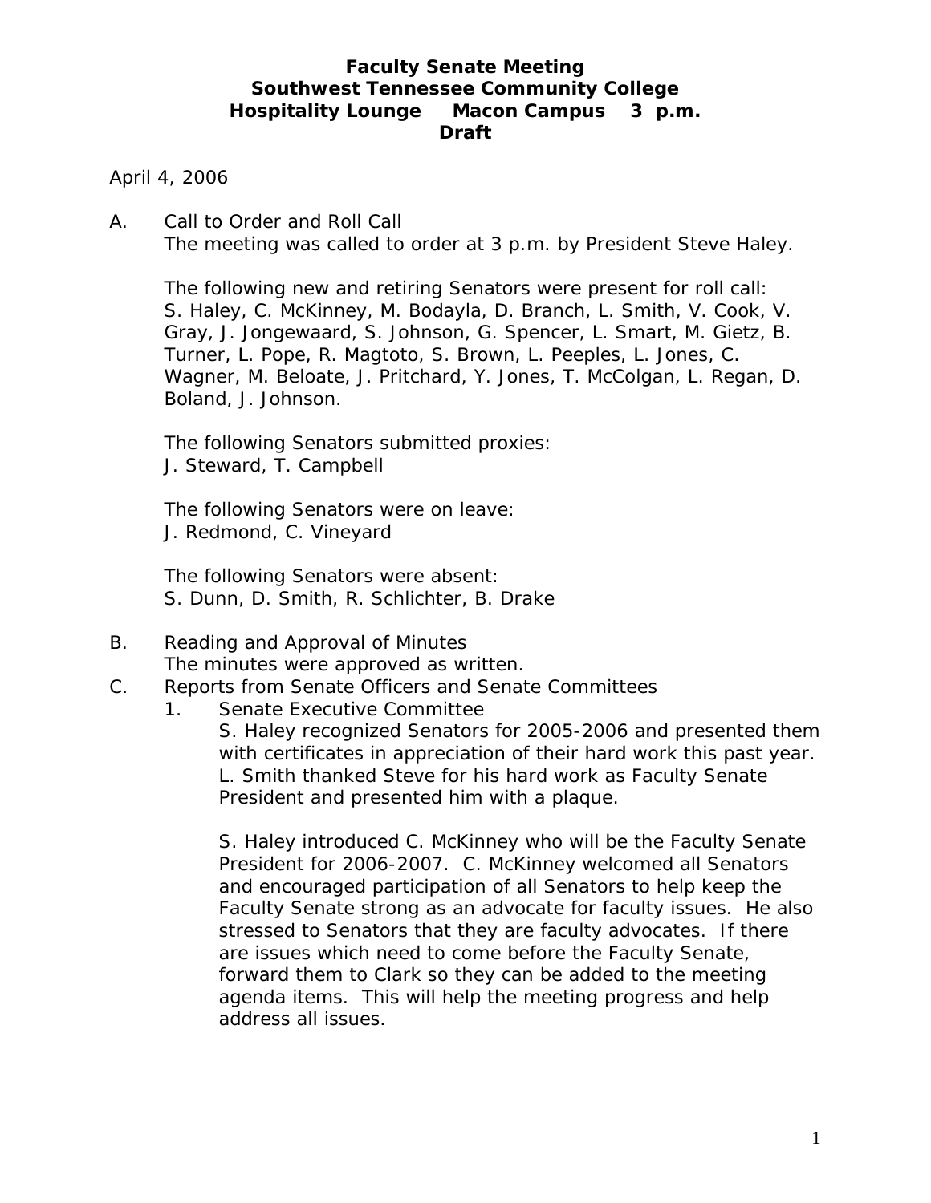# Faculty Senate Meeting
## Southwest Tennessee Community College
## Hospitality Lounge Macon Campus 3 p.m.
## Draft

April 4, 2006

A. Call to Order and Roll Call
   The meeting was called to order at 3 p.m. by President Steve Haley.

   The following new and retiring Senators were present for roll call: S. Haley, C. McKinney, M. Bodayla, D. Branch, L. Smith, V. Cook, V. Gray, J. Jongewaard, S. Johnson, G. Spencer, L. Smart, M. Gietz, B. Turner, L. Pope, R. Magtoto, S. Brown, L. Peeples, L. Jones, C. Wagner, M. Beloate, J. Pritchard, Y. Jones, T. McColgan, L. Regan, D. Boland, J. Johnson.

   The following Senators submitted proxies:
   J. Steward, T. Campbell

   The following Senators were on leave:
   J. Redmond, C. Vineyard

   The following Senators were absent:
   S. Dunn, D. Smith, R. Schlichter, B. Drake

B. Reading and Approval of Minutes
   The minutes were approved as written.

C. Reports from Senate Officers and Senate Committees
   1. Senate Executive Committee
      S. Haley recognized Senators for 2005-2006 and presented them with certificates in appreciation of their hard work this past year. L. Smith thanked Steve for his hard work as Faculty Senate President and presented him with a plaque.

      S. Haley introduced C. McKinney who will be the Faculty Senate President for 2006-2007. C. McKinney welcomed all Senators and encouraged participation of all Senators to help keep the Faculty Senate strong as an advocate for faculty issues. He also stressed to Senators that they are faculty advocates. If there are issues which need to come before the Faculty Senate, forward them to Clark so they can be added to the meeting agenda items. This will help the meeting progress and help address all issues.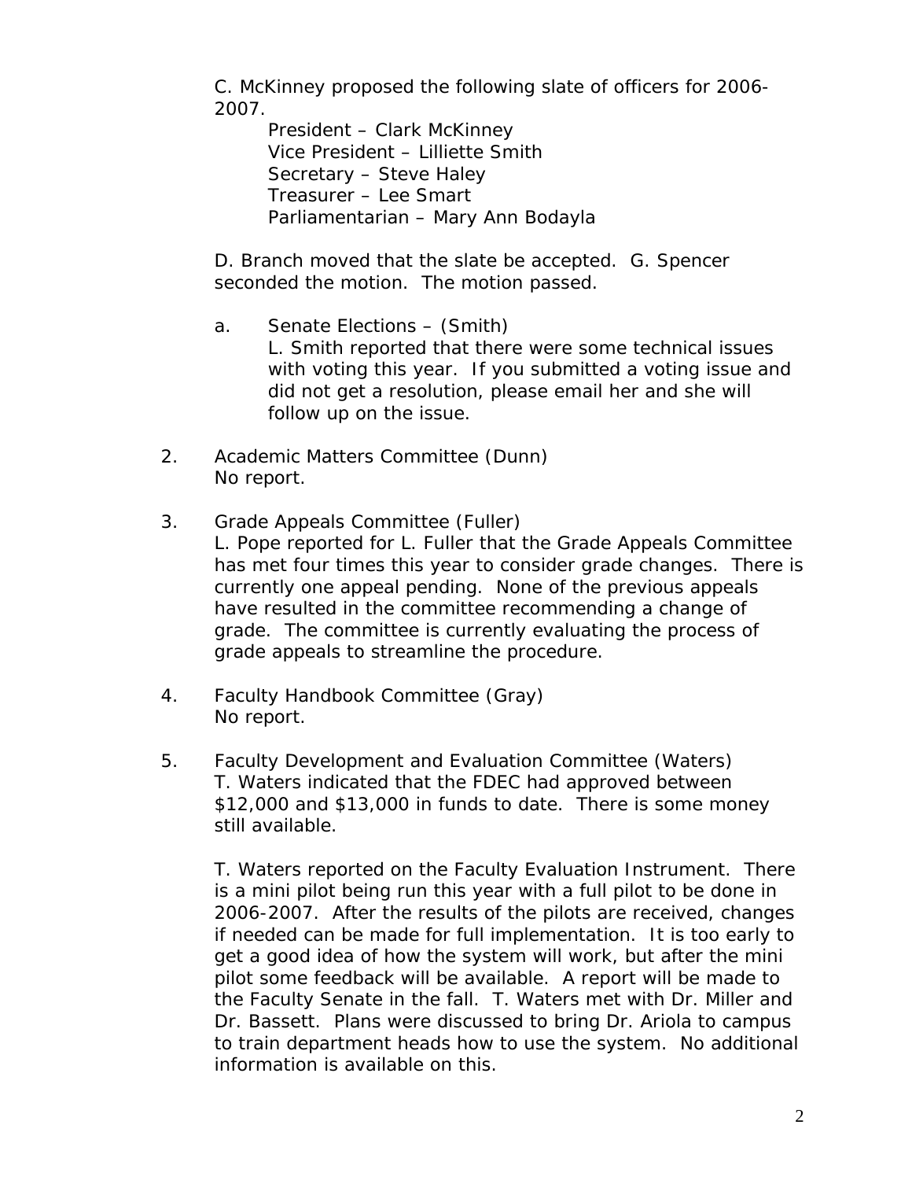C. McKinney proposed the following slate of officers for 2006-2007.

President – Clark McKinney
Vice President – Lilliette Smith
Secretary – Steve Haley
Treasurer – Lee Smart
Parliamentarian – Mary Ann Bodayla

D. Branch moved that the slate be accepted. G. Spencer seconded the motion. The motion passed.

a. Senate Elections – (Smith)
L. Smith reported that there were some technical issues with voting this year. If you submitted a voting issue and did not get a resolution, please email her and she will follow up on the issue.

2. Academic Matters Committee (Dunn)
No report.

3. Grade Appeals Committee (Fuller)
L. Pope reported for L. Fuller that the Grade Appeals Committee has met four times this year to consider grade changes. There is currently one appeal pending. None of the previous appeals have resulted in the committee recommending a change of grade. The committee is currently evaluating the process of grade appeals to streamline the procedure.

4. Faculty Handbook Committee (Gray)
No report.

5. Faculty Development and Evaluation Committee (Waters)
T. Waters indicated that the FDEC had approved between $12,000 and $13,000 in funds to date. There is some money still available.

T. Waters reported on the Faculty Evaluation Instrument. There is a mini pilot being run this year with a full pilot to be done in 2006-2007. After the results of the pilots are received, changes if needed can be made for full implementation. It is too early to get a good idea of how the system will work, but after the mini pilot some feedback will be available. A report will be made to the Faculty Senate in the fall. T. Waters met with Dr. Miller and Dr. Bassett. Plans were discussed to bring Dr. Ariola to campus to train department heads how to use the system. No additional information is available on this.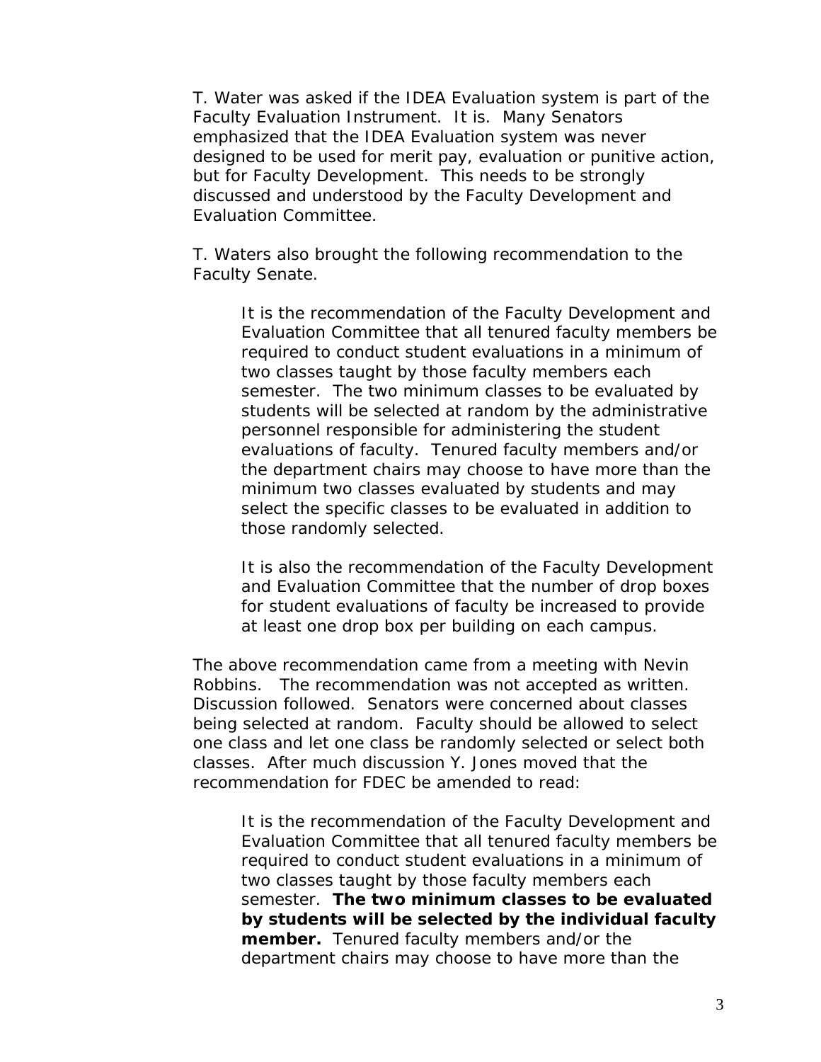T. Water was asked if the IDEA Evaluation system is part of the Faculty Evaluation Instrument. It is. Many Senators emphasized that the IDEA Evaluation system was never designed to be used for merit pay, evaluation or punitive action, but for Faculty Development. This needs to be strongly discussed and understood by the Faculty Development and Evaluation Committee.

T. Waters also brought the following recommendation to the Faculty Senate.

> It is the recommendation of the Faculty Development and Evaluation Committee that all tenured faculty members be required to conduct student evaluations in a minimum of two classes taught by those faculty members each semester. The two minimum classes to be evaluated by students will be selected at random by the administrative personnel responsible for administering the student evaluations of faculty. Tenured faculty members and/or the department chairs may choose to have more than the minimum two classes evaluated by students and may select the specific classes to be evaluated in addition to those randomly selected.
>
> It is also the recommendation of the Faculty Development and Evaluation Committee that the number of drop boxes for student evaluations of faculty be increased to provide at least one drop box per building on each campus.

The above recommendation came from a meeting with Nevin Robbins. The recommendation was not accepted as written. Discussion followed. Senators were concerned about classes being selected at random. Faculty should be allowed to select one class and let one class be randomly selected or select both classes. After much discussion Y. Jones moved that the recommendation for FDEC be amended to read:

> It is the recommendation of the Faculty Development and Evaluation Committee that all tenured faculty members be required to conduct student evaluations in a minimum of two classes taught by those faculty members each semester. **The two minimum classes to be evaluated by students will be selected by the individual faculty member.** Tenured faculty members and/or the department chairs may choose to have more than the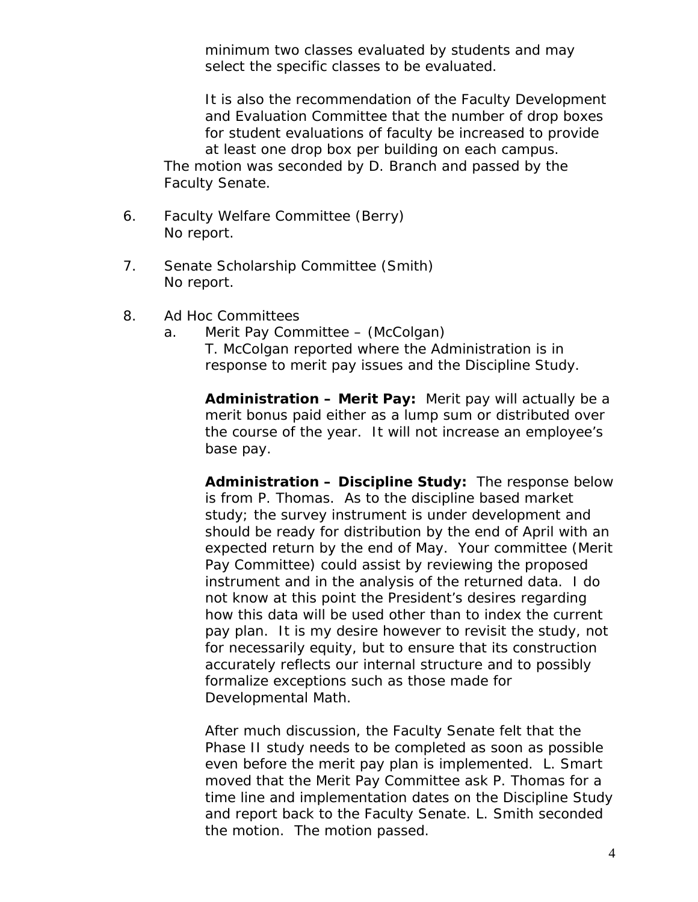minimum two classes evaluated by students and may select the specific classes to be evaluated.

It is also the recommendation of the Faculty Development and Evaluation Committee that the number of drop boxes for student evaluations of faculty be increased to provide at least one drop box per building on each campus.

The motion was seconded by D. Branch and passed by the Faculty Senate.

6. Faculty Welfare Committee (Berry)
   No report.

7. Senate Scholarship Committee (Smith)
   No report.

8. Ad Hoc Committees
   a. Merit Pay Committee – (McColgan)
      T. McColgan reported where the Administration is in response to merit pay issues and the Discipline Study.

      **Administration – Merit Pay:** Merit pay will actually be a merit bonus paid either as a lump sum or distributed over the course of the year. It will not increase an employee's base pay.

      **Administration – Discipline Study:** The response below is from P. Thomas. As to the discipline based market study; the survey instrument is under development and should be ready for distribution by the end of April with an expected return by the end of May. Your committee (Merit Pay Committee) could assist by reviewing the proposed instrument and in the analysis of the returned data. I do not know at this point the President's desires regarding how this data will be used other than to index the current pay plan. It is my desire however to revisit the study, not for necessarily equity, but to ensure that its construction accurately reflects our internal structure and to possibly formalize exceptions such as those made for Developmental Math.

      After much discussion, the Faculty Senate felt that the Phase II study needs to be completed as soon as possible even before the merit pay plan is implemented. L. Smart moved that the Merit Pay Committee ask P. Thomas for a time line and implementation dates on the Discipline Study and report back to the Faculty Senate. L. Smith seconded the motion. The motion passed.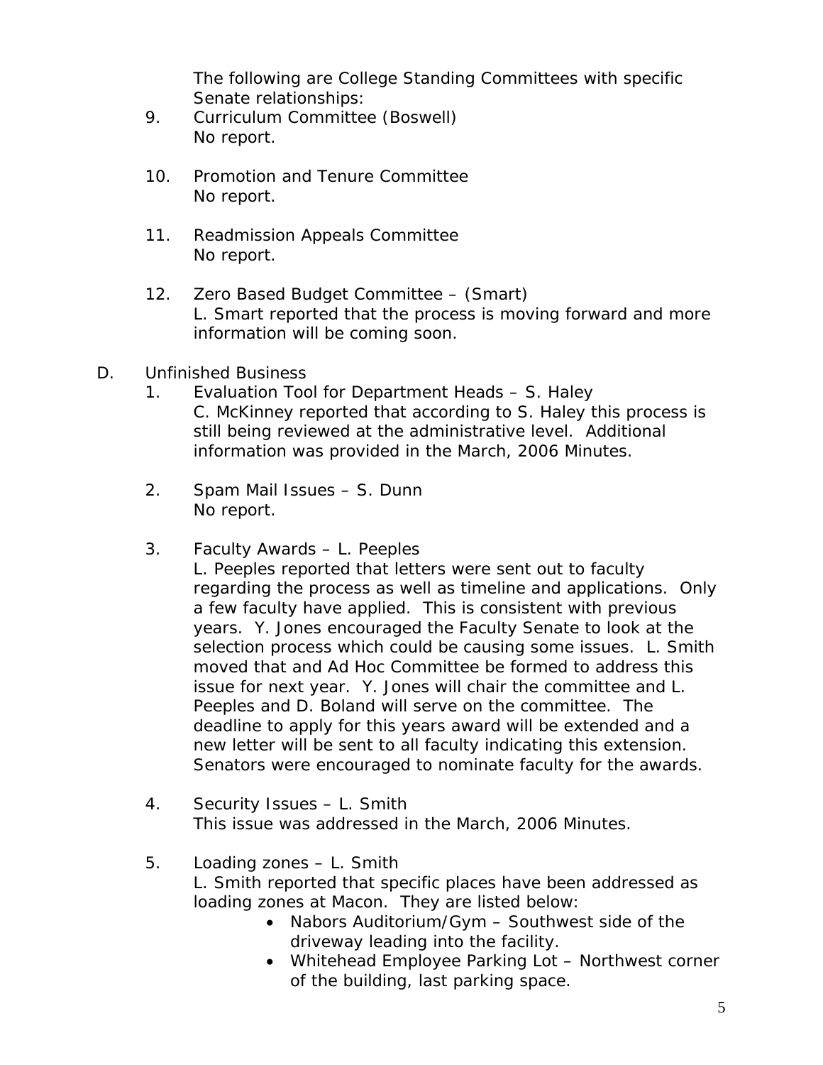The following are College Standing Committees with specific Senate relationships:

9. Curriculum Committee (Boswell)
   No report.

10. Promotion and Tenure Committee
    No report.

11. Readmission Appeals Committee
    No report.

12. Zero Based Budget Committee – (Smart)
    L. Smart reported that the process is moving forward and more information will be coming soon.

D. Unfinished Business

1. Evaluation Tool for Department Heads – S. Haley
   C. McKinney reported that according to S. Haley this process is still being reviewed at the administrative level. Additional information was provided in the March, 2006 Minutes.

2. Spam Mail Issues – S. Dunn
   No report.

3. Faculty Awards – L. Peeples
   L. Peeples reported that letters were sent out to faculty regarding the process as well as timeline and applications. Only a few faculty have applied. This is consistent with previous years. Y. Jones encouraged the Faculty Senate to look at the selection process which could be causing some issues. L. Smith moved that and Ad Hoc Committee be formed to address this issue for next year. Y. Jones will chair the committee and L. Peeples and D. Boland will serve on the committee. The deadline to apply for this years award will be extended and a new letter will be sent to all faculty indicating this extension. Senators were encouraged to nominate faculty for the awards.

4. Security Issues – L. Smith
   This issue was addressed in the March, 2006 Minutes.

5. Loading zones – L. Smith
   L. Smith reported that specific places have been addressed as loading zones at Macon. They are listed below:
   - Nabors Auditorium/Gym – Southwest side of the driveway leading into the facility.
   - Whitehead Employee Parking Lot – Northwest corner of the building, last parking space.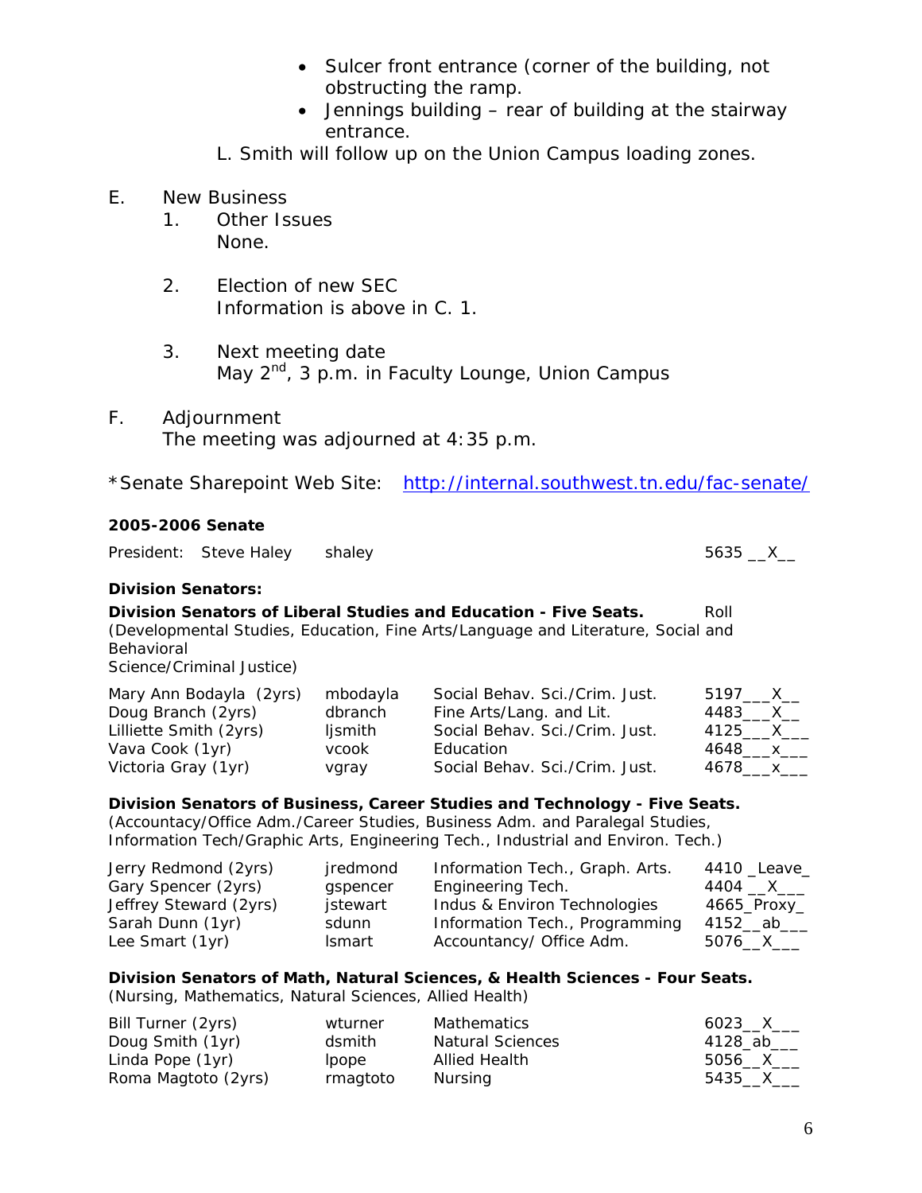- Sulcer front entrance (corner of the building, not obstructing the ramp.
- Jennings building – rear of building at the stairway entrance.

L. Smith will follow up on the Union Campus loading zones.

E. New Business

1. Other Issues
   None.

2. Election of new SEC
   Information is above in C. 1.

3. Next meeting date
   May 2nd, 3 p.m. in Faculty Lounge, Union Campus

F. Adjournment
The meeting was adjourned at 4:35 p.m.

*Senate Sharepoint Web Site: http://internal.southwest.tn.edu/fac-senate/

**2005-2006 Senate**

President: Steve Haley shaley 5635 __X__

**Division Senators:**

**Division Senators of Liberal Studies and Education - Five Seats.** Roll
(Developmental Studies, Education, Fine Arts/Language and Literature, Social and Behavioral Science/Criminal Justice)

| | | | |
|---|---|---|---|
| Mary Ann Bodayla (2yrs) | mbodayla | Social Behav. Sci./Crim. Just. | 5197___X__ |
| Doug Branch (2yrs) | dbranch | Fine Arts/Lang. and Lit. | 4483___X__ |
| Lilliette Smith (2yrs) | ljsmith | Social Behav. Sci./Crim. Just. | 4125___X___ |
| Vava Cook (1yr) | vcook | Education | 4648___x___ |
| Victoria Gray (1yr) | vgray | Social Behav. Sci./Crim. Just. | 4678___x___ |

**Division Senators of Business, Career Studies and Technology - Five Seats.**
(Accountacy/Office Adm./Career Studies, Business Adm. and Paralegal Studies, Information Tech/Graphic Arts, Engineering Tech., Industrial and Environ. Tech.)

| | | | |
|---|---|---|---|
| Jerry Redmond (2yrs) | jredmond | Information Tech., Graph. Arts. | 4410 _Leave_ |
| Gary Spencer (2yrs) | gspencer | Engineering Tech. | 4404 __X___ |
| Jeffrey Steward (2yrs) | jstewart | Indus & Environ Technologies | 4665_Proxy_ |
| Sarah Dunn (1yr) | sdunn | Information Tech., Programming | 4152__ab___ |
| Lee Smart (1yr) | lsmart | Accountancy/ Office Adm. | 5076__X___ |

**Division Senators of Math, Natural Sciences, & Health Sciences - Four Seats.**
(Nursing, Mathematics, Natural Sciences, Allied Health)

| | | | |
|---|---|---|---|
| Bill Turner (2yrs) | wturner | Mathematics | 6023__X___ |
| Doug Smith (1yr) | dsmith | Natural Sciences | 4128_ab___ |
| Linda Pope (1yr) | lpope | Allied Health | 5056__X___ |
| Roma Magtoto (2yrs) | rmagtoto | Nursing | 5435__X___ |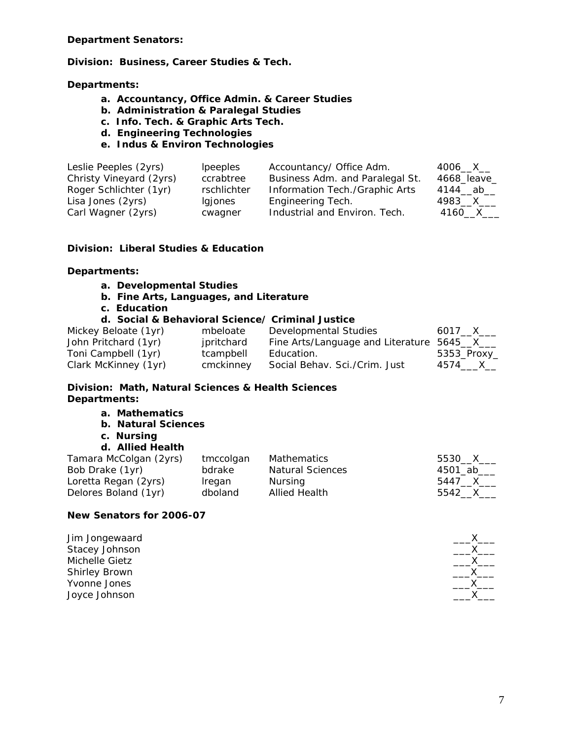**Department Senators:**

**Division: Business, Career Studies & Tech.**

**Departments:**

- **a. Accountancy, Office Admin. & Career Studies**
- **b. Administration & Paralegal Studies**
- **c. Info. Tech. & Graphic Arts Tech.**
- **d. Engineering Technologies**
- **e. Indus & Environ Technologies**

| | | | |
|---|---|---|---|
| Leslie Peeples (2yrs) | lpeeples | Accountancy/ Office Adm. | 4006__X__ |
| Christy Vineyard (2yrs) | ccrabtree | Business Adm. and Paralegal St. | 4668_leave_ |
| Roger Schlichter (1yr) | rschlichter | Information Tech./Graphic Arts | 4144__ab__ |
| Lisa Jones (2yrs) | lgjones | Engineering Tech. | 4983__X___ |
| Carl Wagner (2yrs) | cwagner | Industrial and Environ. Tech. | 4160__X___ |

**Division: Liberal Studies & Education**

**Departments:**

- **a. Developmental Studies**
- **b. Fine Arts, Languages, and Literature**
- **c. Education**
- **d. Social & Behavioral Science/ Criminal Justice**

| | | | |
|---|---|---|---|
| Mickey Beloate (1yr) | mbeloate | Developmental Studies | 6017__X___ |
| John Pritchard (1yr) | jpritchard | Fine Arts/Language and Literature | 5645__X___ |
| Toni Campbell (1yr) | tcampbell | Education. | 5353_Proxy_ |
| Clark McKinney (1yr) | cmckinney | Social Behav. Sci./Crim. Just | 4574___X__ |

**Division: Math, Natural Sciences & Health Sciences**
**Departments:**

- **a. Mathematics**
- **b. Natural Sciences**
- **c. Nursing**
- **d. Allied Health**

| | | | |
|---|---|---|---|
| Tamara McColgan (2yrs) | tmccolgan | Mathematics | 5530__X___ |
| Bob Drake (1yr) | bdrake | Natural Sciences | 4501_ab___ |
| Loretta Regan (2yrs) | lregan | Nursing | 5447__X___ |
| Delores Boland (1yr) | dboland | Allied Health | 5542__X___ |

**New Senators for 2006-07**

| | |
|---|---|
| Jim Jongewaard | ___X___ |
| Stacey Johnson | ___X___ |
| Michelle Gietz | ___X___ |
| Shirley Brown | ___X___ |
| Yvonne Jones | ___X___ |
| Joyce Johnson | ___X___ |